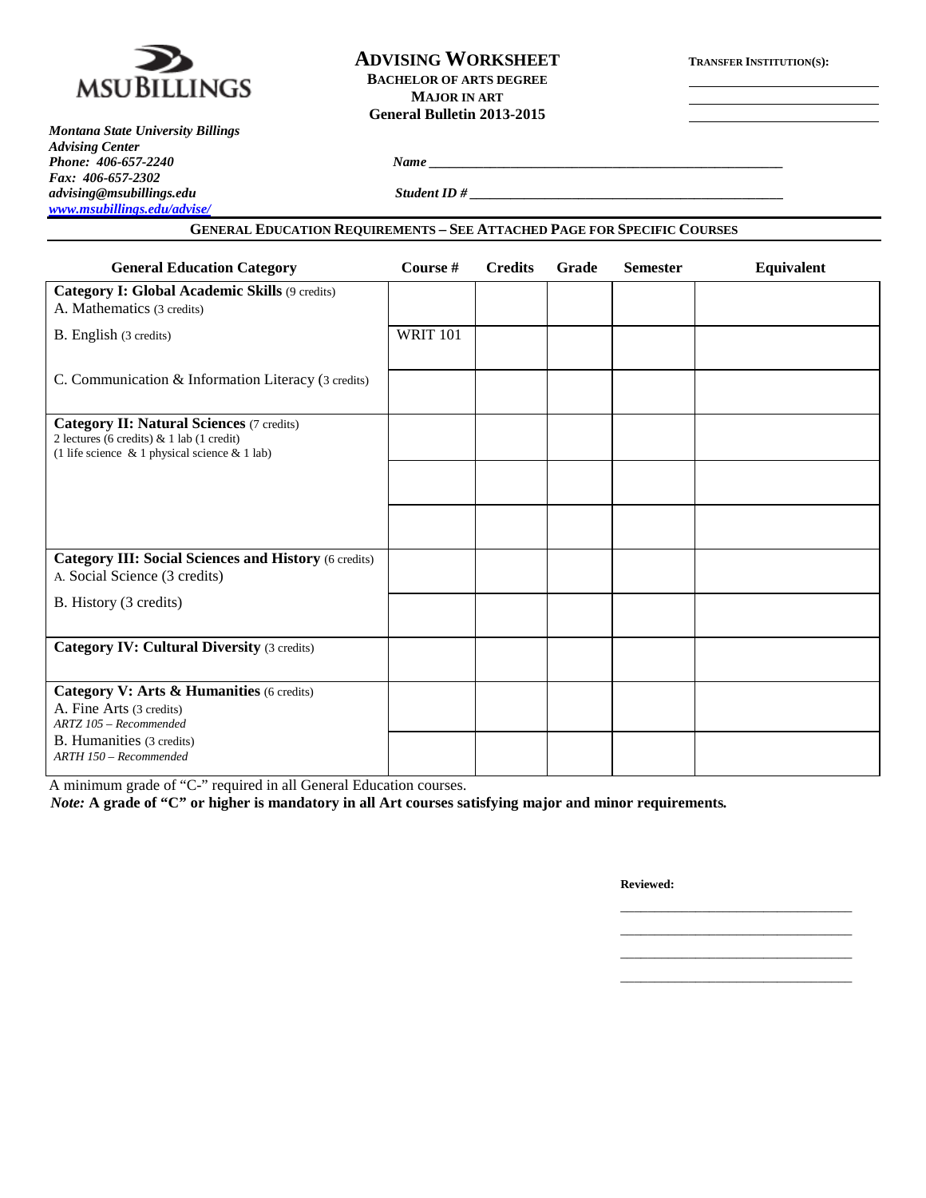MSU BILLINGS

*Montana State University Billings*
*Advising Center*
*Phone: 406-657-2240*
*Fax: 406-657-2302*
*advising@msubillings.edu*
*www.msubillings.edu/advise/*

# ADVISING WORKSHEET

**BACHELOR OF ARTS DEGREE**
**MAJOR IN ART**
**General Bulletin 2013-2015**

**TRANSFER INSTITUTION(S):**

___________________________

___________________________

___________________________

***Name*** ____________________________________________________

***Student ID #*** ______________________________________________

## GENERAL EDUCATION REQUIREMENTS – SEE ATTACHED PAGE FOR SPECIFIC COURSES

| General Education Category | Course # | Credits | Grade | Semester | Equivalent |
|---|---|---|---|---|---|
| **Category I: Global Academic Skills** (9 credits)<br>A. Mathematics (3 credits) | | | | | |
| B. English (3 credits) | WRIT 101 | | | | |
| C. Communication & Information Literacy (3 credits) | | | | | |
| **Category II: Natural Sciences** (7 credits)<br>2 lectures (6 credits) & 1 lab (1 credit)<br>(1 life science & 1 physical science & 1 lab) | | | | | |
| | | | | | |
| | | | | | |
| **Category III: Social Sciences and History** (6 credits)<br>A. Social Science (3 credits) | | | | | |
| B. History (3 credits) | | | | | |
| **Category IV: Cultural Diversity** (3 credits) | | | | | |
| **Category V: Arts & Humanities** (6 credits)<br>A. Fine Arts (3 credits)<br>*ARTZ 105 – Recommended* | | | | | |
| B. Humanities (3 credits)<br>*ARTH 150 – Recommended* | | | | | |

A minimum grade of "C-" required in all General Education courses.

*Note:* **A grade of "C" or higher is mandatory in all Art courses satisfying major and minor requirements.**

**Reviewed:**

___________________________________

___________________________________

___________________________________

___________________________________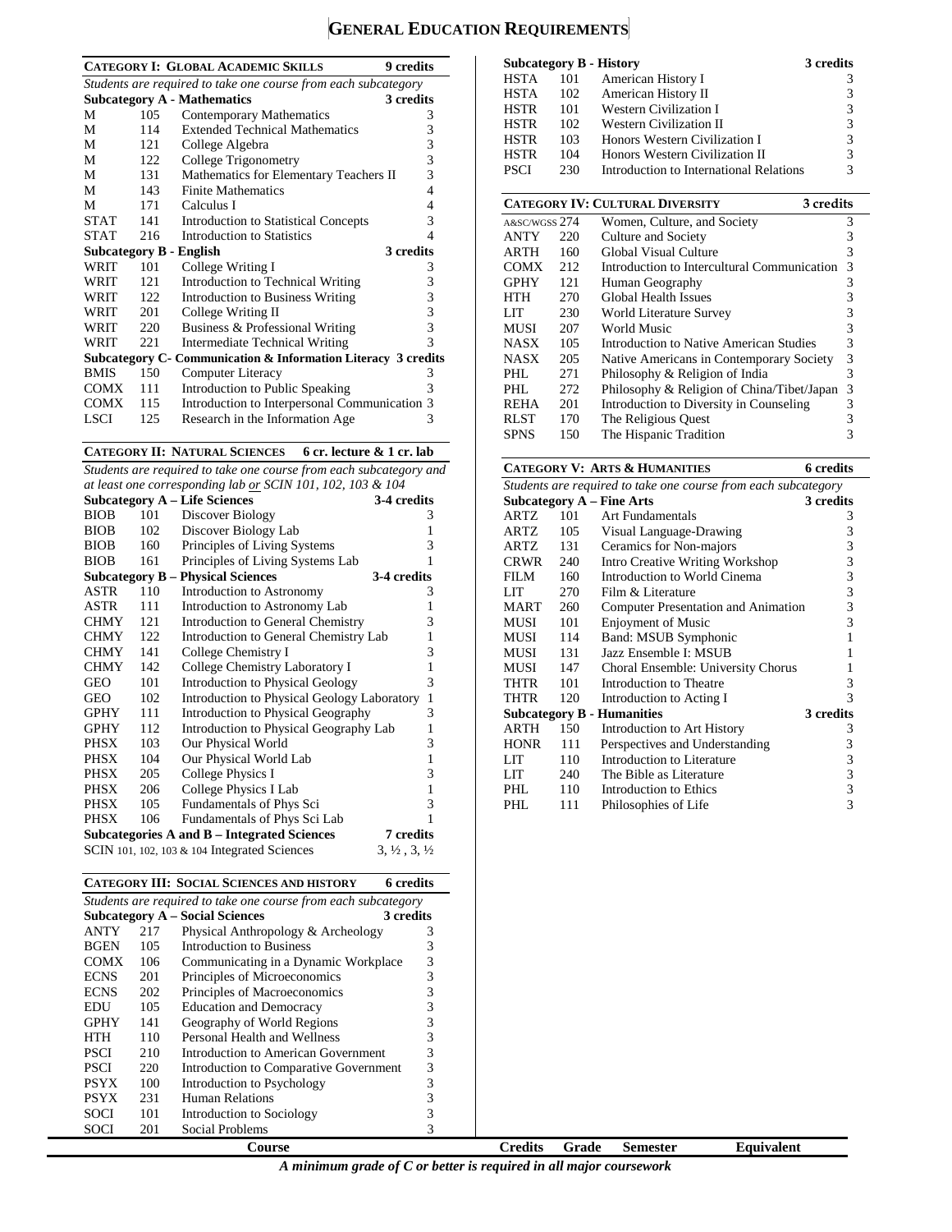# General Education Requirements

## Category I: Global Academic Skills — 9 credits

*Students are required to take one course from each subcategory*

| Subcategory A - Mathematics | | | 3 credits |
|---|---|---|---|
| M | 105 | Contemporary Mathematics | 3 |
| M | 114 | Extended Technical Mathematics | 3 |
| M | 121 | College Algebra | 3 |
| M | 122 | College Trigonometry | 3 |
| M | 131 | Mathematics for Elementary Teachers II | 3 |
| M | 143 | Finite Mathematics | 4 |
| M | 171 | Calculus I | 4 |
| STAT | 141 | Introduction to Statistical Concepts | 3 |
| STAT | 216 | Introduction to Statistics | 4 |

| Subcategory B - English | | | 3 credits |
|---|---|---|---|
| WRIT | 101 | College Writing I | 3 |
| WRIT | 121 | Introduction to Technical Writing | 3 |
| WRIT | 122 | Introduction to Business Writing | 3 |
| WRIT | 201 | College Writing II | 3 |
| WRIT | 220 | Business & Professional Writing | 3 |
| WRIT | 221 | Intermediate Technical Writing | 3 |

| Subcategory C- Communication & Information Literacy | | | 3 credits |
|---|---|---|---|
| BMIS | 150 | Computer Literacy | 3 |
| COMX | 111 | Introduction to Public Speaking | 3 |
| COMX | 115 | Introduction to Interpersonal Communication | 3 |
| LSCI | 125 | Research in the Information Age | 3 |

## Category II: Natural Sciences — 6 cr. lecture & 1 cr. lab

*Students are required to take one course from each subcategory and at least one corresponding lab or SCIN 101, 102, 103 & 104*

| Subcategory A – Life Sciences | | | 3-4 credits |
|---|---|---|---|
| BIOB | 101 | Discover Biology | 3 |
| BIOB | 102 | Discover Biology Lab | 1 |
| BIOB | 160 | Principles of Living Systems | 3 |
| BIOB | 161 | Principles of Living Systems Lab | 1 |

| Subcategory B – Physical Sciences | | | 3-4 credits |
|---|---|---|---|
| ASTR | 110 | Introduction to Astronomy | 3 |
| ASTR | 111 | Introduction to Astronomy Lab | 1 |
| CHMY | 121 | Introduction to General Chemistry | 3 |
| CHMY | 122 | Introduction to General Chemistry Lab | 1 |
| CHMY | 141 | College Chemistry I | 3 |
| CHMY | 142 | College Chemistry Laboratory I | 1 |
| GEO | 101 | Introduction to Physical Geology | 3 |
| GEO | 102 | Introduction to Physical Geology Laboratory | 1 |
| GPHY | 111 | Introduction to Physical Geography | 3 |
| GPHY | 112 | Introduction to Physical Geography Lab | 1 |
| PHSX | 103 | Our Physical World | 3 |
| PHSX | 104 | Our Physical World Lab | 1 |
| PHSX | 205 | College Physics I | 3 |
| PHSX | 206 | College Physics I Lab | 1 |
| PHSX | 105 | Fundamentals of Phys Sci | 3 |
| PHSX | 106 | Fundamentals of Phys Sci Lab | 1 |

| Subcategories A and B – Integrated Sciences | 7 credits |
|---|---|
| SCIN 101, 102, 103 & 104 Integrated Sciences | 3, ½ , 3, ½ |

## Category III: Social Sciences and History — 6 credits

*Students are required to take one course from each subcategory*

| Subcategory A – Social Sciences | | | 3 credits |
|---|---|---|---|
| ANTY | 217 | Physical Anthropology & Archeology | 3 |
| BGEN | 105 | Introduction to Business | 3 |
| COMX | 106 | Communicating in a Dynamic Workplace | 3 |
| ECNS | 201 | Principles of Microeconomics | 3 |
| ECNS | 202 | Principles of Macroeconomics | 3 |
| EDU | 105 | Education and Democracy | 3 |
| GPHY | 141 | Geography of World Regions | 3 |
| HTH | 110 | Personal Health and Wellness | 3 |
| PSCI | 210 | Introduction to American Government | 3 |
| PSCI | 220 | Introduction to Comparative Government | 3 |
| PSYX | 100 | Introduction to Psychology | 3 |
| PSYX | 231 | Human Relations | 3 |
| SOCI | 101 | Introduction to Sociology | 3 |
| SOCI | 201 | Social Problems | 3 |

| Subcategory B - History | | | 3 credits |
|---|---|---|---|
| HSTA | 101 | American History I | 3 |
| HSTA | 102 | American History II | 3 |
| HSTR | 101 | Western Civilization I | 3 |
| HSTR | 102 | Western Civilization II | 3 |
| HSTR | 103 | Honors Western Civilization I | 3 |
| HSTR | 104 | Honors Western Civilization II | 3 |
| PSCI | 230 | Introduction to International Relations | 3 |

## Category IV: Cultural Diversity — 3 credits

| | | | |
|---|---|---|---|
| A&SC/WGSS | 274 | Women, Culture, and Society | 3 |
| ANTY | 220 | Culture and Society | 3 |
| ARTH | 160 | Global Visual Culture | 3 |
| COMX | 212 | Introduction to Intercultural Communication | 3 |
| GPHY | 121 | Human Geography | 3 |
| HTH | 270 | Global Health Issues | 3 |
| LIT | 230 | World Literature Survey | 3 |
| MUSI | 207 | World Music | 3 |
| NASX | 105 | Introduction to Native American Studies | 3 |
| NASX | 205 | Native Americans in Contemporary Society | 3 |
| PHL | 271 | Philosophy & Religion of India | 3 |
| PHL | 272 | Philosophy & Religion of China/Tibet/Japan | 3 |
| REHA | 201 | Introduction to Diversity in Counseling | 3 |
| RLST | 170 | The Religious Quest | 3 |
| SPNS | 150 | The Hispanic Tradition | 3 |

## Category V: Arts & Humanities — 6 credits

*Students are required to take one course from each subcategory*

| Subcategory A – Fine Arts | | | 3 credits |
|---|---|---|---|
| ARTZ | 101 | Art Fundamentals | 3 |
| ARTZ | 105 | Visual Language-Drawing | 3 |
| ARTZ | 131 | Ceramics for Non-majors | 3 |
| CRWR | 240 | Intro Creative Writing Workshop | 3 |
| FILM | 160 | Introduction to World Cinema | 3 |
| LIT | 270 | Film & Literature | 3 |
| MART | 260 | Computer Presentation and Animation | 3 |
| MUSI | 101 | Enjoyment of Music | 3 |
| MUSI | 114 | Band: MSUB Symphonic | 1 |
| MUSI | 131 | Jazz Ensemble I: MSUB | 1 |
| MUSI | 147 | Choral Ensemble: University Chorus | 1 |
| THTR | 101 | Introduction to Theatre | 3 |
| THTR | 120 | Introduction to Acting I | 3 |

| Subcategory B - Humanities | | | 3 credits |
|---|---|---|---|
| ARTH | 150 | Introduction to Art History | 3 |
| HONR | 111 | Perspectives and Understanding | 3 |
| LIT | 110 | Introduction to Literature | 3 |
| LIT | 240 | The Bible as Literature | 3 |
| PHL | 110 | Introduction to Ethics | 3 |
| PHL | 111 | Philosophies of Life | 3 |

| Course | Credits | Grade | Semester | Equivalent |
|---|---|---|---|---|

***A minimum grade of C or better is required in all major coursework***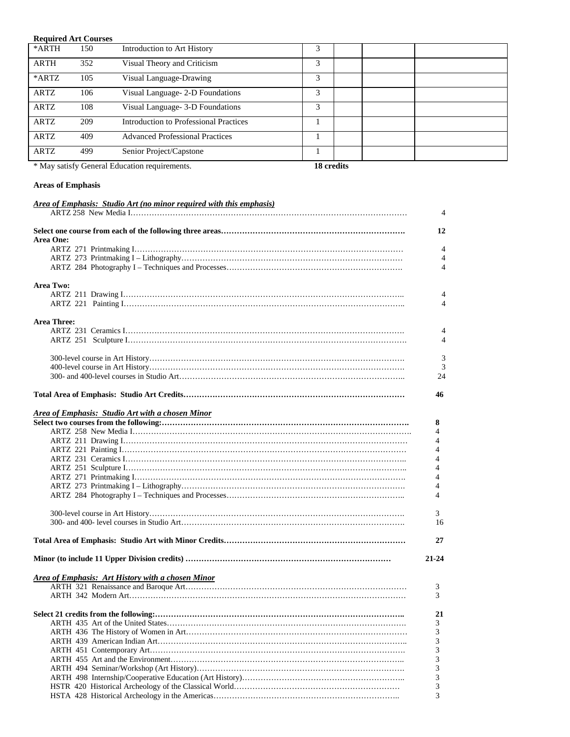**Required Art Courses**

| | | | | | | |
|---|---|---|---|---|---|---|
| *ARTH | 150 | Introduction to Art History | 3 | | | |
| ARTH | 352 | Visual Theory and Criticism | 3 | | | |
| *ARTZ | 105 | Visual Language-Drawing | 3 | | | |
| ARTZ | 106 | Visual Language- 2-D Foundations | 3 | | | |
| ARTZ | 108 | Visual Language- 3-D Foundations | 3 | | | |
| ARTZ | 209 | Introduction to Professional Practices | 1 | | | |
| ARTZ | 409 | Advanced Professional Practices | 1 | | | |
| ARTZ | 499 | Senior Project/Capstone | 1 | | | |

\* May satisfy General Education requirements. **18 credits**

**Areas of Emphasis**

***Area of Emphasis: Studio Art (no minor required with this emphasis)***

ARTZ 258 New Media I ........ 4

**Select one course from each of the following three areas........ 12**

**Area One:**

- ARTZ 271 Printmaking I ........ 4
- ARTZ 273 Printmaking I – Lithography ........ 4
- ARTZ 284 Photography I – Techniques and Processes ........ 4

**Area Two:**

- ARTZ 211 Drawing I ........ 4
- ARTZ 221 Painting I ........ 4

**Area Three:**

- ARTZ 231 Ceramics I ........ 4
- ARTZ 251 Sculpture I ........ 4

300-level course in Art History ........ 3
400-level course in Art History ........ 3
300- and 400-level courses in Studio Art ........ 24

**Total Area of Emphasis: Studio Art Credits ........ 46**

***Area of Emphasis: Studio Art with a chosen Minor***

**Select two courses from the following: ........ 8**

- ARTZ 258 New Media I ........ 4
- ARTZ 211 Drawing I ........ 4
- ARTZ 221 Painting I ........ 4
- ARTZ 231 Ceramics I ........ 4
- ARTZ 251 Sculpture I ........ 4
- ARTZ 271 Printmaking I ........ 4
- ARTZ 273 Printmaking I – Lithography ........ 4
- ARTZ 284 Photography I – Techniques and Processes ........ 4

300-level course in Art History ........ 3
300- and 400- level courses in Studio Art ........ 16

**Total Area of Emphasis: Studio Art with Minor Credits ........ 27**

**Minor (to include 11 Upper Division credits) ........ 21-24**

***Area of Emphasis: Art History with a chosen Minor***

ARTH 321 Renaissance and Baroque Art ........ 3
ARTH 342 Modern Art ........ 3

**Select 21 credits from the following: ........ 21**

- ARTH 435 Art of the United States ........ 3
- ARTH 436 The History of Women in Art ........ 3
- ARTH 439 American Indian Art ........ 3
- ARTH 451 Contemporary Art ........ 3
- ARTH 455 Art and the Environment ........ 3
- ARTH 494 Seminar/Workshop (Art History) ........ 3
- ARTH 498 Internship/Cooperative Education (Art History) ........ 3
- HSTR 420 Historical Archeology of the Classical World ........ 3
- HSTA 428 Historical Archeology in the Americas ........ 3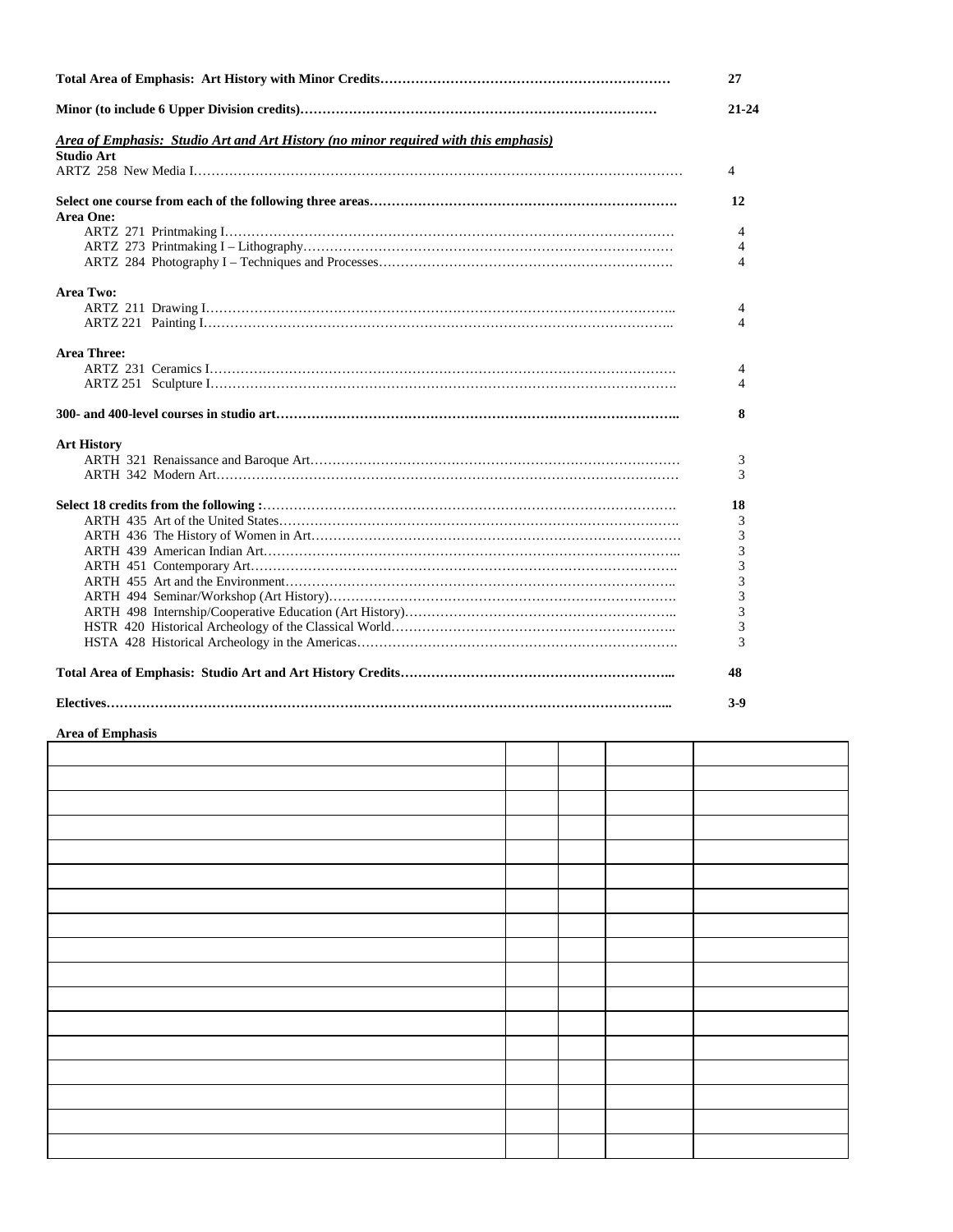**Total Area of Emphasis: Art History with Minor Credits……………………………………………………… 27**

**Minor (to include 6 Upper Division credits)……………………………………………………………… 21-24**

***Area of Emphasis: Studio Art and Art History (no minor required with this emphasis)***

**Studio Art**

ARTZ 258 New Media I………………………………………………………………………………………… 4

**Select one course from each of the following three areas………………………………………………………. 12**

**Area One:**

ARTZ 271 Printmaking I……………………………………………………………………………………… 4
ARTZ 273 Printmaking I – Lithography……………………………………………………………………… 4
ARTZ 284 Photography I – Techniques and Processes……………………………………………………… 4

**Area Two:**

ARTZ 211 Drawing I………………………………………………………………………………………….. 4
ARTZ 221 Painting I………………………………………………………………………………………….. 4

**Area Three:**

ARTZ 231 Ceramics I…………………………………………………………………………………………. 4
ARTZ 251 Sculpture I…………………………………………………………………………………………. 4

**300- and 400-level courses in studio art……………………………………………………………………….. 8**

**Art History**

ARTH 321 Renaissance and Baroque Art……………………………………………………………………… 3
ARTH 342 Modern Art………………………………………………………………………………………… 3

**Select 18 credits from the following :…………………………………………………………………………. 18**

ARTH 435 Art of the United States…………………………………………………………………………. 3
ARTH 436 The History of Women in Art…………………………………………………………………… 3
ARTH 439 American Indian Art…………………………………………………………………………….. 3
ARTH 451 Contemporary Art………………………………………………………………………………. 3
ARTH 455 Art and the Environment……………………………………………………………………….. 3
ARTH 494 Seminar/Workshop (Art History)………………………………………………………………. 3
ARTH 498 Internship/Cooperative Education (Art History)……………………………………………….. 3
HSTR 420 Historical Archeology of the Classical World………………………………………………….. 3
HSTA 428 Historical Archeology in the Americas…………………………………………………………. 3

**Total Area of Emphasis: Studio Art and Art History Credits…………………………………………………... 48**

**Electives……………………………………………………………………………………………………………... 3-9**

**Area of Emphasis**

| | | | | |
|---|---|---|---|---|
| | | | | |
| | | | | |
| | | | | |
| | | | | |
| | | | | |
| | | | | |
| | | | | |
| | | | | |
| | | | | |
| | | | | |
| | | | | |
| | | | | |
| | | | | |
| | | | | |
| | | | | |
| | | | | |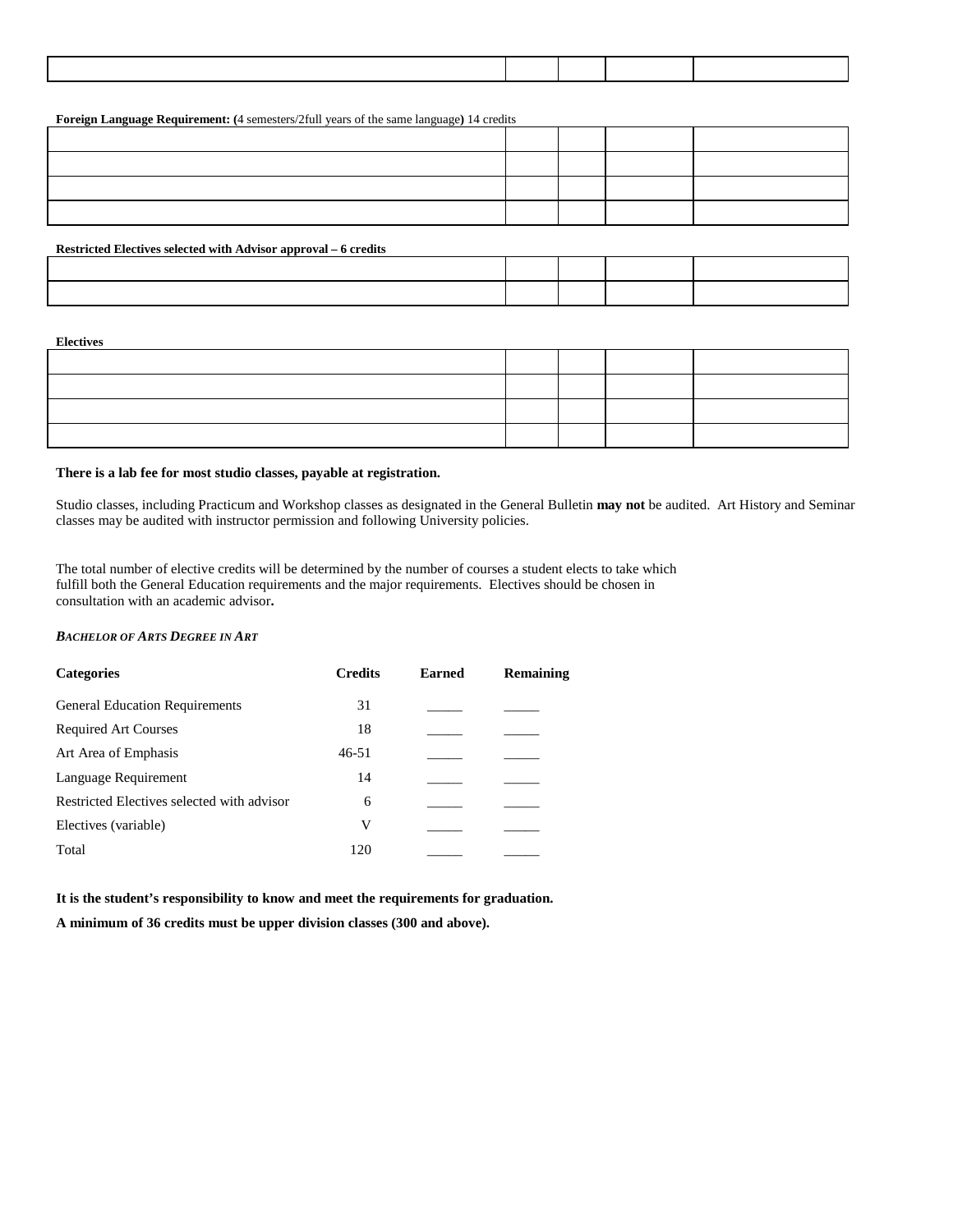| | | | | |
|---|---|---|---|---|
| | | | | |

**Foreign Language Requirement: (**4 semesters/2full years of the same language**)** 14 credits

| | | | | |
|---|---|---|---|---|
| | | | | |
| | | | | |
| | | | | |
| | | | | |

**Restricted Electives selected with Advisor approval – 6 credits**

| | | | | |
|---|---|---|---|---|
| | | | | |
| | | | | |

**Electives**

| | | | | |
|---|---|---|---|---|
| | | | | |
| | | | | |
| | | | | |
| | | | | |

**There is a lab fee for most studio classes, payable at registration.**

Studio classes, including Practicum and Workshop classes as designated in the General Bulletin **may not** be audited. Art History and Seminar classes may be audited with instructor permission and following University policies.

The total number of elective credits will be determined by the number of courses a student elects to take which fulfill both the General Education requirements and the major requirements. Electives should be chosen in consultation with an academic advisor**.**

***BACHELOR OF ARTS DEGREE IN ART***

| **Categories** | **Credits** | **Earned** | **Remaining** |
|---|---|---|---|
| General Education Requirements | 31 | _____ | _____ |
| Required Art Courses | 18 | _____ | _____ |
| Art Area of Emphasis | 46-51 | _____ | _____ |
| Language Requirement | 14 | _____ | _____ |
| Restricted Electives selected with advisor | 6 | _____ | _____ |
| Electives (variable) | V | _____ | _____ |
| Total | 120 | _____ | _____ |

**It is the student's responsibility to know and meet the requirements for graduation.**

**A minimum of 36 credits must be upper division classes (300 and above).**